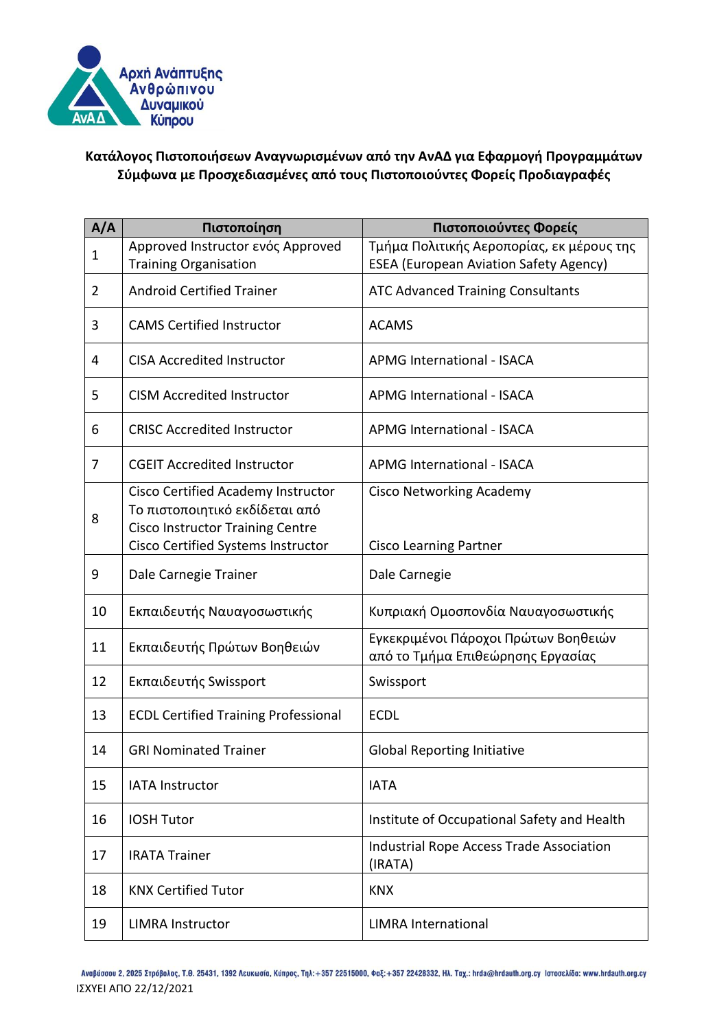Αρχή Ανάπτυξης Ανθρώπινου Δυναμικού Κύπρου

**Κατάλογος Πιστοποιήσεων Αναγνωρισμένων από την ΑνΑΔ για Εφαρμογή Προγραμμάτων Σύμφωνα με Προσχεδιασμένες από τους Πιστοποιούντες Φορείς Προδιαγραφές**

| Α/Α | Πιστοποίηση | Πιστοποιούντες Φορείς |
|---|---|---|
| 1 | Approved Instructor ενός Approved Training Organisation | Τμήμα Πολιτικής Αεροπορίας, εκ μέρους της ESEA (European Aviation Safety Agency) |
| 2 | Android Certified Trainer | ATC Advanced Training Consultants |
| 3 | CAMS Certified Instructor | ACAMS |
| 4 | CISA Accredited Instructor | APMG International - ISACA |
| 5 | CISM Accredited Instructor | APMG International - ISACA |
| 6 | CRISC Accredited Instructor | APMG International - ISACA |
| 7 | CGEIT Accredited Instructor | APMG International - ISACA |
| 8 | Cisco Certified Academy Instructor<br>Το πιστοποιητικό εκδίδεται από Cisco Instructor Training Centre<br>Cisco Certified Systems Instructor | Cisco Networking Academy<br><br>Cisco Learning Partner |
| 9 | Dale Carnegie Trainer | Dale Carnegie |
| 10 | Εκπαιδευτής Ναυαγοσωστικής | Κυπριακή Ομοσπονδία Ναυαγοσωστικής |
| 11 | Εκπαιδευτής Πρώτων Βοηθειών | Εγκεκριμένοι Πάροχοι Πρώτων Βοηθειών από το Τμήμα Επιθεώρησης Εργασίας |
| 12 | Εκπαιδευτής Swissport | Swissport |
| 13 | ECDL Certified Training Professional | ECDL |
| 14 | GRI Nominated Trainer | Global Reporting Initiative |
| 15 | IATA Instructor | IATA |
| 16 | IOSH Tutor | Institute of Occupational Safety and Health |
| 17 | IRATA Trainer | Industrial Rope Access Trade Association (IRATA) |
| 18 | KNX Certified Tutor | KNX |
| 19 | LIMRA Instructor | LIMRA International |

Αναβύσσου 2, 2025 Στρόβολος, Τ.Θ. 25431, 1392 Λευκωσία, Κύπρος, Τηλ:+357 22515000, Φαξ:+357 22428332, Ηλ. Ταχ.: hrda@hrdauth.org.cy Ιστοσελίδα: www.hrdauth.org.cy

ΙΣΧΥΕΙ ΑΠΟ 22/12/2021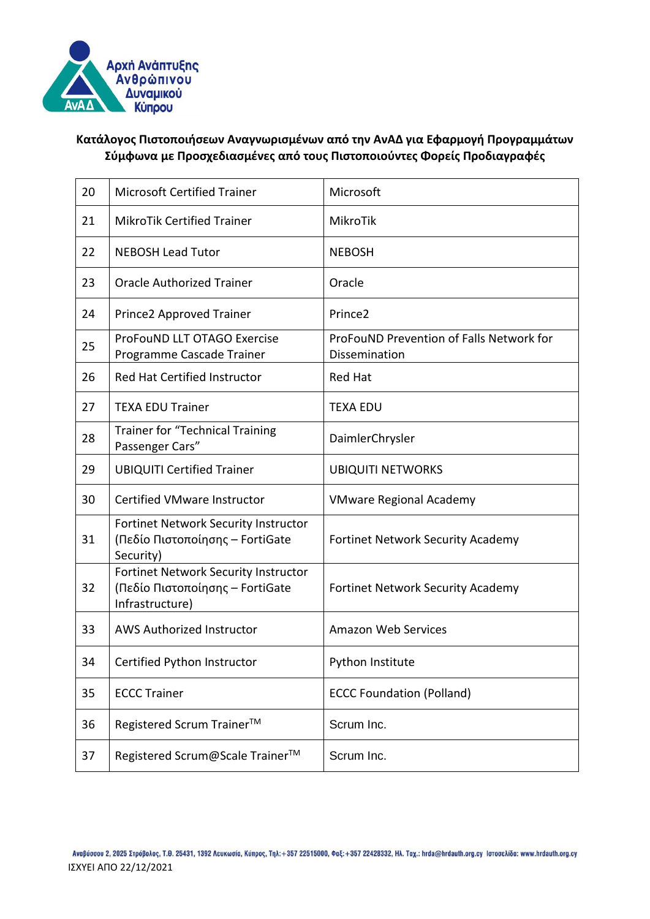Αρχή Ανάπτυξης Ανθρώπινου Δυναμικού Κύπρου

**Κατάλογος Πιστοποιήσεων Αναγνωρισμένων από την ΑνΑΔ για Εφαρμογή Προγραμμάτων Σύμφωνα με Προσχεδιασμένες από τους Πιστοποιούντες Φορείς Προδιαγραφές**

| | | |
|---|---|---|
| 20 | Microsoft Certified Trainer | Microsoft |
| 21 | MikroTik Certified Trainer | MikroTik |
| 22 | NEBOSH Lead Tutor | NEBOSH |
| 23 | Oracle Authorized Trainer | Oracle |
| 24 | Prince2 Approved Trainer | Prince2 |
| 25 | ProFouND LLT OTAGO Exercise Programme Cascade Trainer | ProFouND Prevention of Falls Network for Dissemination |
| 26 | Red Hat Certified Instructor | Red Hat |
| 27 | TEXA EDU Trainer | TEXA EDU |
| 28 | Trainer for "Technical Training Passenger Cars" | DaimlerChrysler |
| 29 | UBIQUITI Certified Trainer | UBIQUITI NETWORKS |
| 30 | Certified VMware Instructor | VMware Regional Academy |
| 31 | Fortinet Network Security Instructor (Πεδίο Πιστοποίησης – FortiGate Security) | Fortinet Network Security Academy |
| 32 | Fortinet Network Security Instructor (Πεδίο Πιστοποίησης – FortiGate Infrastructure) | Fortinet Network Security Academy |
| 33 | AWS Authorized Instructor | Amazon Web Services |
| 34 | Certified Python Instructor | Python Institute |
| 35 | ECCC Trainer | ECCC Foundation (Polland) |
| 36 | Registered Scrum Trainer™ | Scrum Inc. |
| 37 | Registered Scrum@Scale Trainer™ | Scrum Inc. |

Αναβύσσου 2, 2025 Στρόβολος, Τ.Θ. 25431, 1392 Λευκωσία, Κύπρος, Τηλ:+357 22515000, Φαξ:+357 22428332, Ηλ. Ταχ.: hrda@hrdauth.org.cy Ιστοσελίδα: www.hrdauth.org.cy

ΙΣΧΥΕΙ ΑΠΟ 22/12/2021